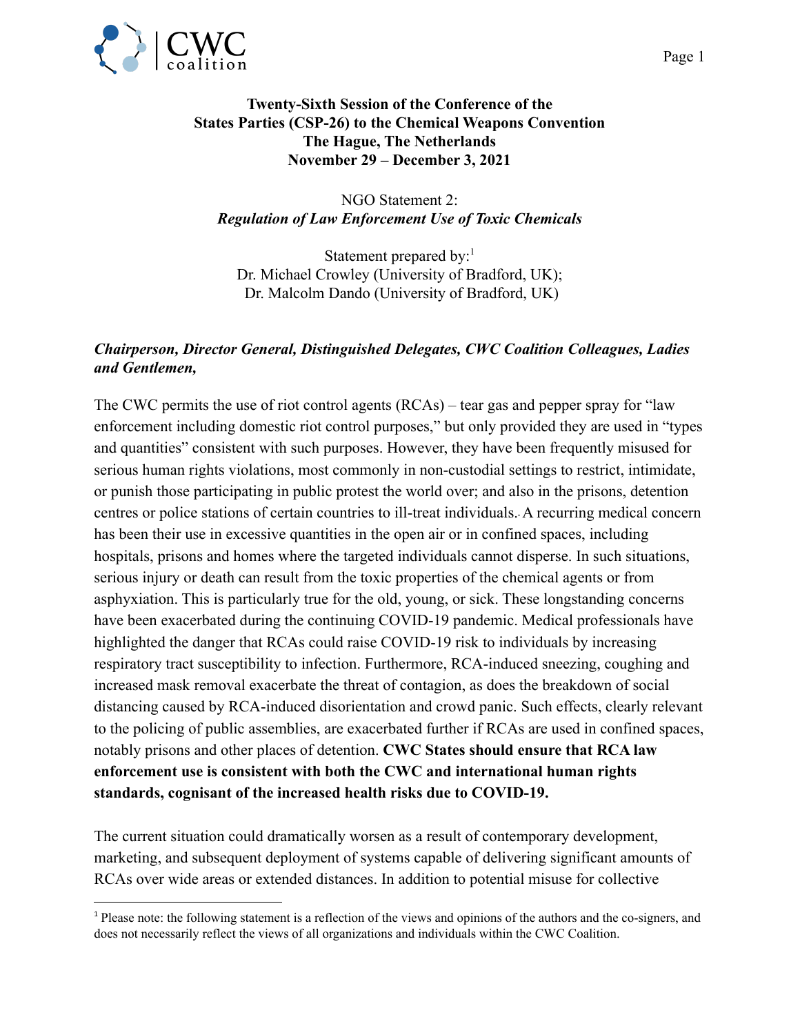**Twenty-Sixth Session of the Conference of the States Parties (CSP-26) to the Chemical Weapons Convention The Hague, The Netherlands November 29 – December 3, 2021**

NGO Statement 2:
***Regulation of Law Enforcement Use of Toxic Chemicals***

Statement prepared by:[1]
Dr. Michael Crowley (University of Bradford, UK);
Dr. Malcolm Dando (University of Bradford, UK)

***Chairperson, Director General, Distinguished Delegates, CWC Coalition Colleagues, Ladies and Gentlemen,***

The CWC permits the use of riot control agents (RCAs) – tear gas and pepper spray for "law enforcement including domestic riot control purposes," but only provided they are used in "types and quantities" consistent with such purposes. However, they have been frequently misused for serious human rights violations, most commonly in non-custodial settings to restrict, intimidate, or punish those participating in public protest the world over; and also in the prisons, detention centres or police stations of certain countries to ill-treat individuals. A recurring medical concern has been their use in excessive quantities in the open air or in confined spaces, including hospitals, prisons and homes where the targeted individuals cannot disperse. In such situations, serious injury or death can result from the toxic properties of the chemical agents or from asphyxiation. This is particularly true for the old, young, or sick. These longstanding concerns have been exacerbated during the continuing COVID-19 pandemic. Medical professionals have highlighted the danger that RCAs could raise COVID-19 risk to individuals by increasing respiratory tract susceptibility to infection. Furthermore, RCA-induced sneezing, coughing and increased mask removal exacerbate the threat of contagion, as does the breakdown of social distancing caused by RCA-induced disorientation and crowd panic. Such effects, clearly relevant to the policing of public assemblies, are exacerbated further if RCAs are used in confined spaces, notably prisons and other places of detention. **CWC States should ensure that RCA law enforcement use is consistent with both the CWC and international human rights standards, cognisant of the increased health risks due to COVID-19.**

The current situation could dramatically worsen as a result of contemporary development, marketing, and subsequent deployment of systems capable of delivering significant amounts of RCAs over wide areas or extended distances. In addition to potential misuse for collective

[1] Please note: the following statement is a reflection of the views and opinions of the authors and the co-signers, and does not necessarily reflect the views of all organizations and individuals within the CWC Coalition.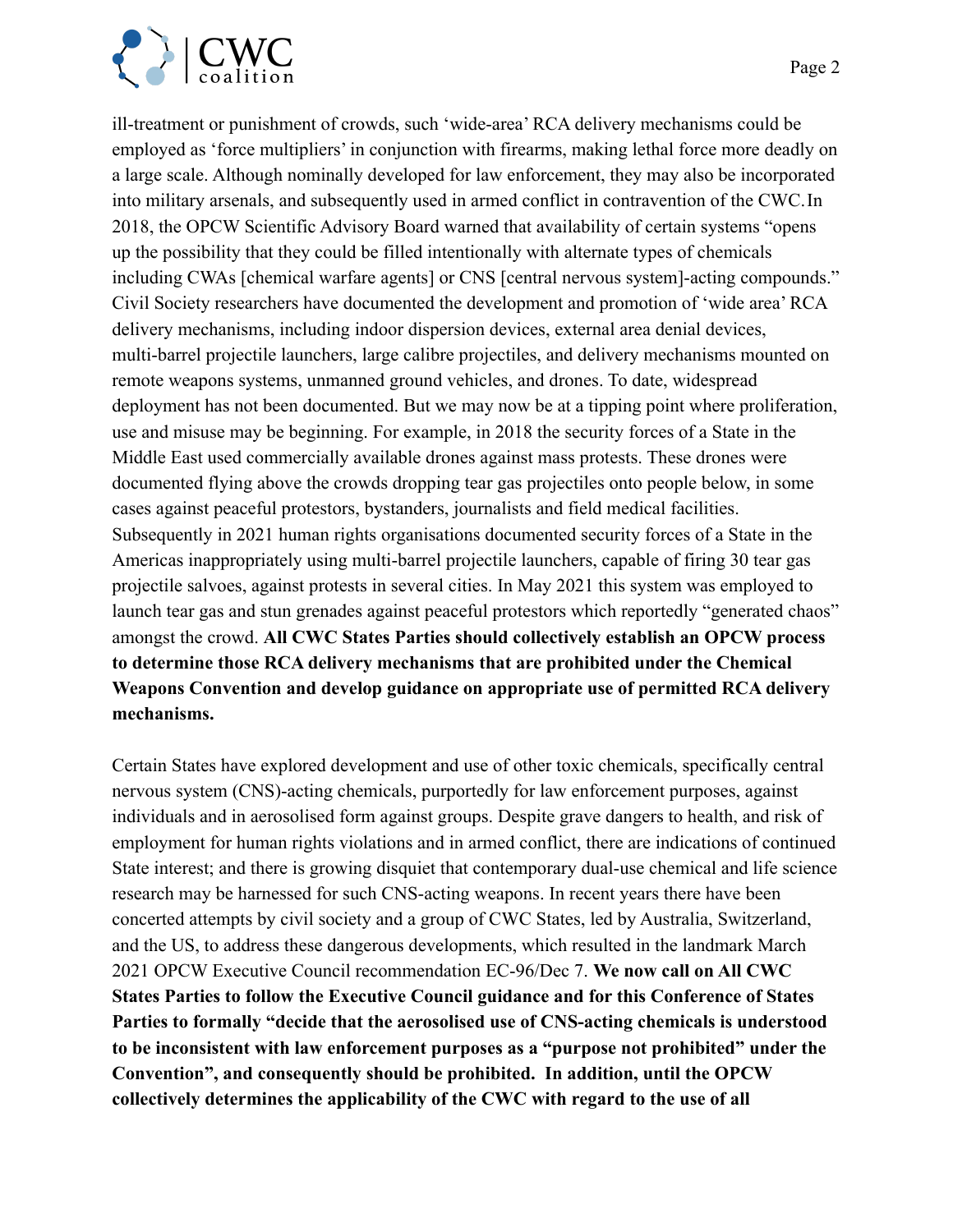ill-treatment or punishment of crowds, such 'wide-area' RCA delivery mechanisms could be employed as 'force multipliers' in conjunction with firearms, making lethal force more deadly on a large scale. Although nominally developed for law enforcement, they may also be incorporated into military arsenals, and subsequently used in armed conflict in contravention of the CWC. In 2018, the OPCW Scientific Advisory Board warned that availability of certain systems "opens up the possibility that they could be filled intentionally with alternate types of chemicals including CWAs [chemical warfare agents] or CNS [central nervous system]-acting compounds." Civil Society researchers have documented the development and promotion of 'wide area' RCA delivery mechanisms, including indoor dispersion devices, external area denial devices, multi-barrel projectile launchers, large calibre projectiles, and delivery mechanisms mounted on remote weapons systems, unmanned ground vehicles, and drones. To date, widespread deployment has not been documented. But we may now be at a tipping point where proliferation, use and misuse may be beginning. For example, in 2018 the security forces of a State in the Middle East used commercially available drones against mass protests. These drones were documented flying above the crowds dropping tear gas projectiles onto people below, in some cases against peaceful protestors, bystanders, journalists and field medical facilities. Subsequently in 2021 human rights organisations documented security forces of a State in the Americas inappropriately using multi-barrel projectile launchers, capable of firing 30 tear gas projectile salvoes, against protests in several cities. In May 2021 this system was employed to launch tear gas and stun grenades against peaceful protestors which reportedly "generated chaos" amongst the crowd. **All CWC States Parties should collectively establish an OPCW process to determine those RCA delivery mechanisms that are prohibited under the Chemical Weapons Convention and develop guidance on appropriate use of permitted RCA delivery mechanisms.**

Certain States have explored development and use of other toxic chemicals, specifically central nervous system (CNS)-acting chemicals, purportedly for law enforcement purposes, against individuals and in aerosolised form against groups. Despite grave dangers to health, and risk of employment for human rights violations and in armed conflict, there are indications of continued State interest; and there is growing disquiet that contemporary dual-use chemical and life science research may be harnessed for such CNS-acting weapons. In recent years there have been concerted attempts by civil society and a group of CWC States, led by Australia, Switzerland, and the US, to address these dangerous developments, which resulted in the landmark March 2021 OPCW Executive Council recommendation EC-96/Dec 7. **We now call on All CWC States Parties to follow the Executive Council guidance and for this Conference of States Parties to formally "decide that the aerosolised use of CNS-acting chemicals is understood to be inconsistent with law enforcement purposes as a "purpose not prohibited" under the Convention", and consequently should be prohibited. In addition, until the OPCW collectively determines the applicability of the CWC with regard to the use of all**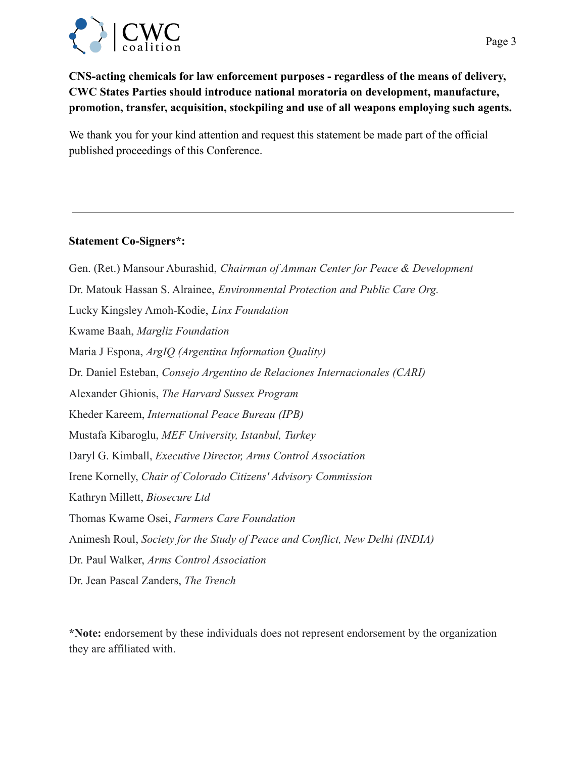**CNS-acting chemicals for law enforcement purposes - regardless of the means of delivery, CWC States Parties should introduce national moratoria on development, manufacture, promotion, transfer, acquisition, stockpiling and use of all weapons employing such agents.**

We thank you for your kind attention and request this statement be made part of the official published proceedings of this Conference.

---

**Statement Co-Signers*:**

Gen. (Ret.) Mansour Aburashid, *Chairman of Amman Center for Peace & Development*

Dr. Matouk Hassan S. Alrainee, *Environmental Protection and Public Care Org.*

Lucky Kingsley Amoh-Kodie, *Linx Foundation*

Kwame Baah, *Margliz Foundation*

Maria J Espona, *ArgIQ (Argentina Information Quality)*

Dr. Daniel Esteban, *Consejo Argentino de Relaciones Internacionales (CARI)*

Alexander Ghionis, *The Harvard Sussex Program*

Kheder Kareem, *International Peace Bureau (IPB)*

Mustafa Kibaroglu, *MEF University, Istanbul, Turkey*

Daryl G. Kimball, *Executive Director, Arms Control Association*

Irene Kornelly, *Chair of Colorado Citizens' Advisory Commission*

Kathryn Millett, *Biosecure Ltd*

Thomas Kwame Osei, *Farmers Care Foundation*

Animesh Roul, *Society for the Study of Peace and Conflict, New Delhi (INDIA)*

Dr. Paul Walker, *Arms Control Association*

Dr. Jean Pascal Zanders, *The Trench*

***Note:** endorsement by these individuals does not represent endorsement by the organization they are affiliated with.